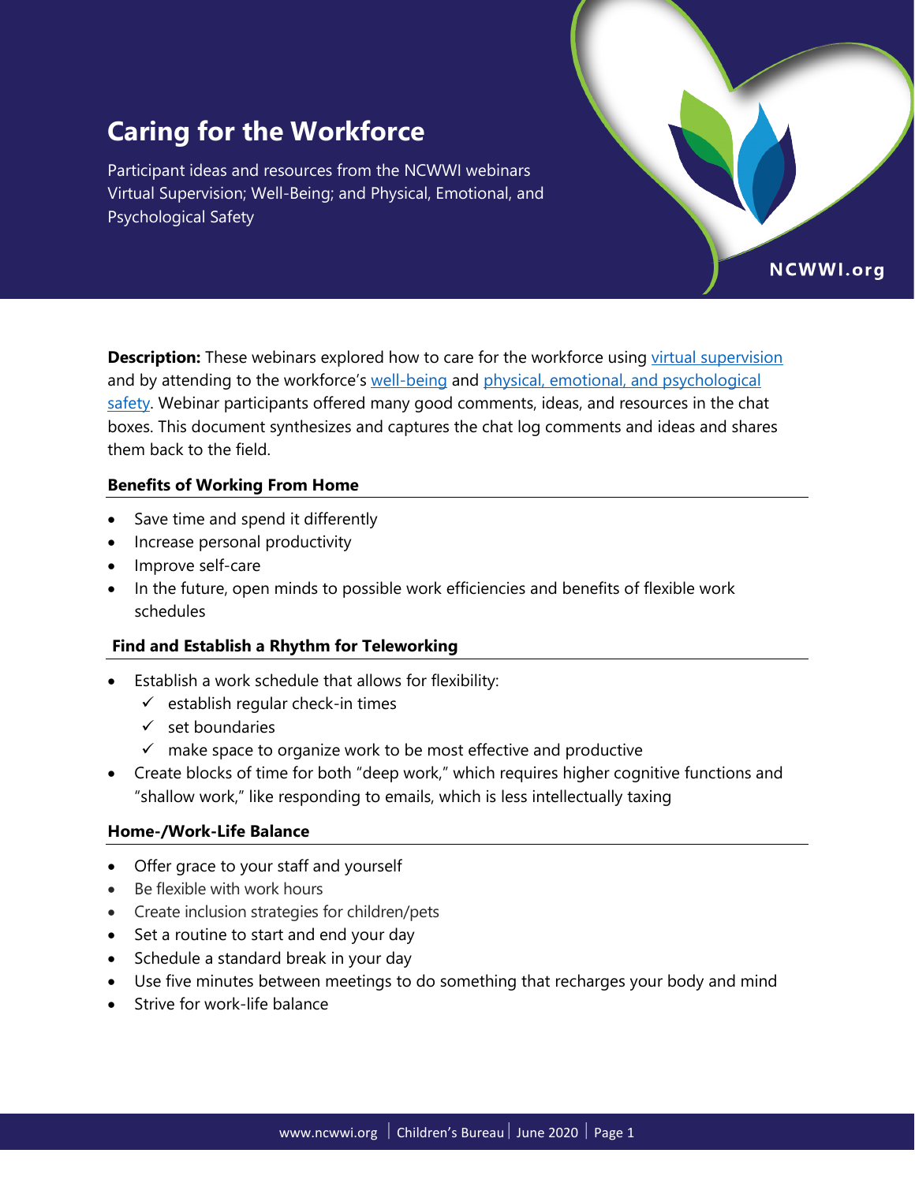# Caring for the Workforce

Participant ideas and resources from the NCWWI webinars Virtual Supervision; Well-Being; and Physical, Emotional, and Psychological Safety

NCWWI.org

**Description:** These webinars explored how to care for the workforce using virtual supervision and by attending to the workforce's well-being and physical, emotional, and psychological safety. Webinar participants offered many good comments, ideas, and resources in the chat boxes. This document synthesizes and captures the chat log comments and ideas and shares them back to the field.

## Benefits of Working From Home

- Save time and spend it differently
- Increase personal productivity
- Improve self-care
- In the future, open minds to possible work efficiencies and benefits of flexible work schedules

## Find and Establish a Rhythm for Teleworking

- Establish a work schedule that allows for flexibility:
  - ✓ establish regular check-in times
  - ✓ set boundaries
  - ✓ make space to organize work to be most effective and productive
- Create blocks of time for both "deep work," which requires higher cognitive functions and "shallow work," like responding to emails, which is less intellectually taxing

## Home-/Work-Life Balance

- Offer grace to your staff and yourself
- Be flexible with work hours
- Create inclusion strategies for children/pets
- Set a routine to start and end your day
- Schedule a standard break in your day
- Use five minutes between meetings to do something that recharges your body and mind
- Strive for work-life balance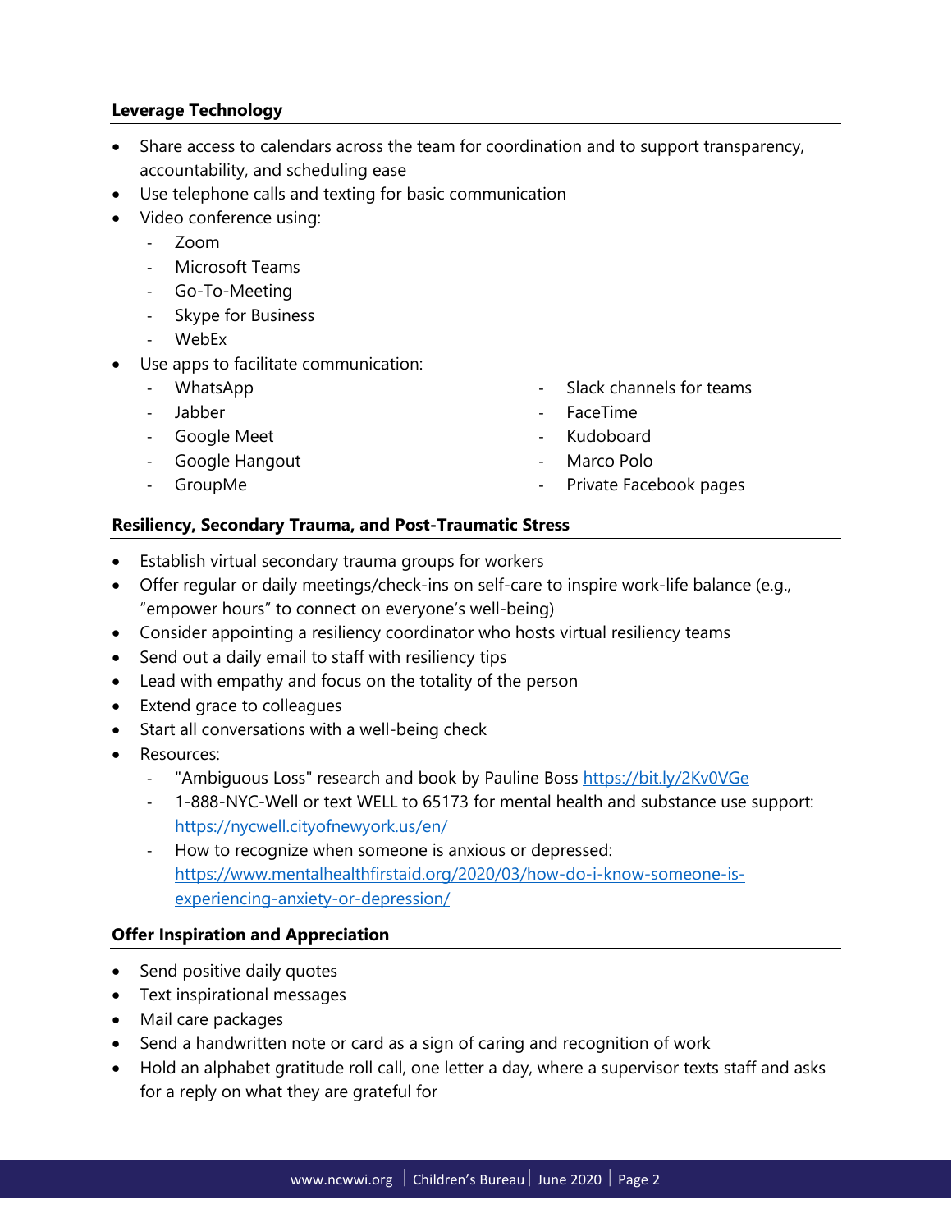**Leverage Technology**

- Share access to calendars across the team for coordination and to support transparency, accountability, and scheduling ease
- Use telephone calls and texting for basic communication
- Video conference using:
  - Zoom
  - Microsoft Teams
  - Go-To-Meeting
  - Skype for Business
  - WebEx
- Use apps to facilitate communication:
  - WhatsApp
  - Jabber
  - Google Meet
  - Google Hangout
  - GroupMe
  - Slack channels for teams
  - FaceTime
  - Kudoboard
  - Marco Polo
  - Private Facebook pages

**Resiliency, Secondary Trauma, and Post-Traumatic Stress**

- Establish virtual secondary trauma groups for workers
- Offer regular or daily meetings/check-ins on self-care to inspire work-life balance (e.g., "empower hours" to connect on everyone's well-being)
- Consider appointing a resiliency coordinator who hosts virtual resiliency teams
- Send out a daily email to staff with resiliency tips
- Lead with empathy and focus on the totality of the person
- Extend grace to colleagues
- Start all conversations with a well-being check
- Resources:
  - "Ambiguous Loss" research and book by Pauline Boss https://bit.ly/2Kv0VGe
  - 1-888-NYC-Well or text WELL to 65173 for mental health and substance use support: https://nycwell.cityofnewyork.us/en/
  - How to recognize when someone is anxious or depressed: https://www.mentalhealthfirstaid.org/2020/03/how-do-i-know-someone-is-experiencing-anxiety-or-depression/

**Offer Inspiration and Appreciation**

- Send positive daily quotes
- Text inspirational messages
- Mail care packages
- Send a handwritten note or card as a sign of caring and recognition of work
- Hold an alphabet gratitude roll call, one letter a day, where a supervisor texts staff and asks for a reply on what they are grateful for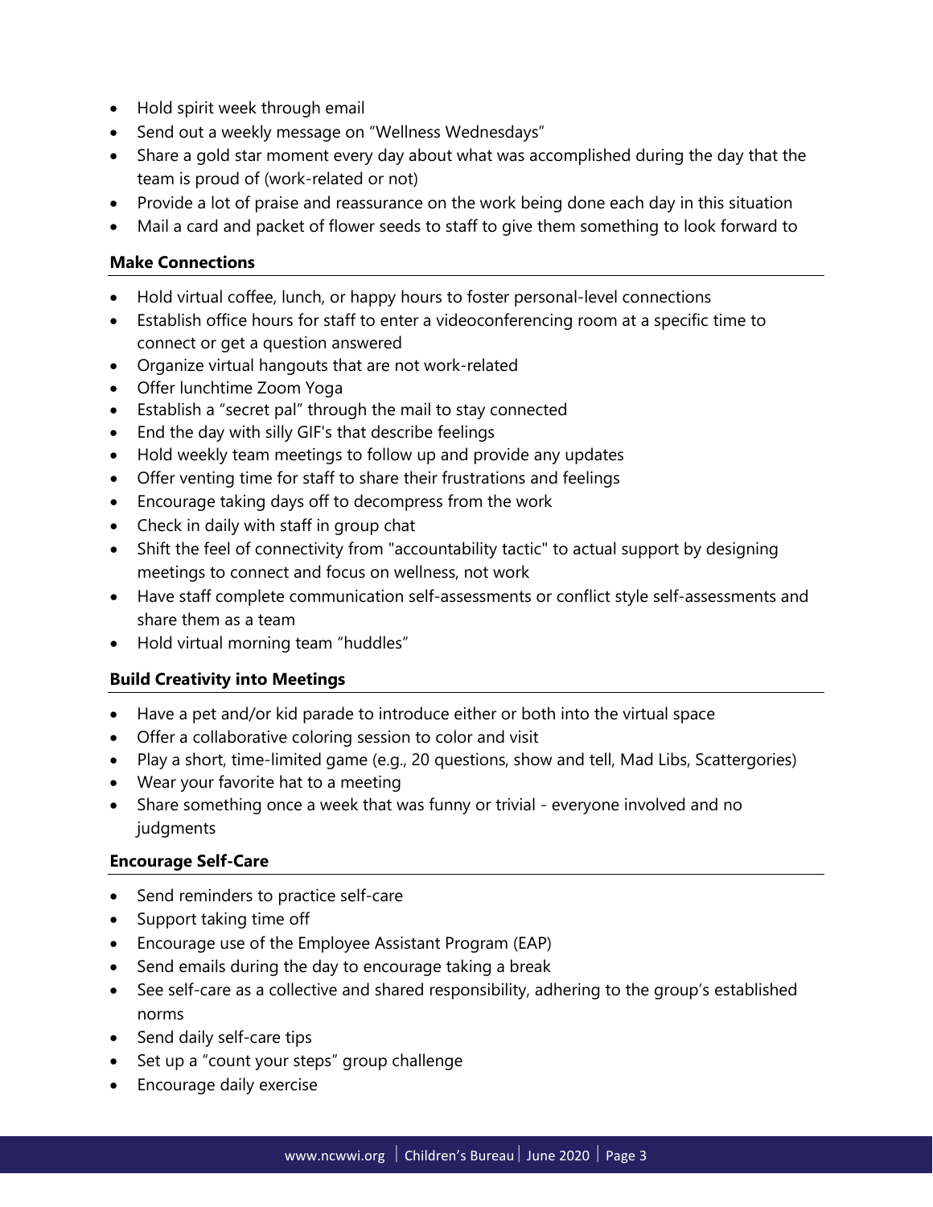- Hold spirit week through email
- Send out a weekly message on "Wellness Wednesdays"
- Share a gold star moment every day about what was accomplished during the day that the team is proud of (work-related or not)
- Provide a lot of praise and reassurance on the work being done each day in this situation
- Mail a card and packet of flower seeds to staff to give them something to look forward to

### Make Connections

- Hold virtual coffee, lunch, or happy hours to foster personal-level connections
- Establish office hours for staff to enter a videoconferencing room at a specific time to connect or get a question answered
- Organize virtual hangouts that are not work-related
- Offer lunchtime Zoom Yoga
- Establish a "secret pal" through the mail to stay connected
- End the day with silly GIF's that describe feelings
- Hold weekly team meetings to follow up and provide any updates
- Offer venting time for staff to share their frustrations and feelings
- Encourage taking days off to decompress from the work
- Check in daily with staff in group chat
- Shift the feel of connectivity from "accountability tactic" to actual support by designing meetings to connect and focus on wellness, not work
- Have staff complete communication self-assessments or conflict style self-assessments and share them as a team
- Hold virtual morning team "huddles"

### Build Creativity into Meetings

- Have a pet and/or kid parade to introduce either or both into the virtual space
- Offer a collaborative coloring session to color and visit
- Play a short, time-limited game (e.g., 20 questions, show and tell, Mad Libs, Scattergories)
- Wear your favorite hat to a meeting
- Share something once a week that was funny or trivial - everyone involved and no judgments

### Encourage Self-Care

- Send reminders to practice self-care
- Support taking time off
- Encourage use of the Employee Assistant Program (EAP)
- Send emails during the day to encourage taking a break
- See self-care as a collective and shared responsibility, adhering to the group's established norms
- Send daily self-care tips
- Set up a "count your steps" group challenge
- Encourage daily exercise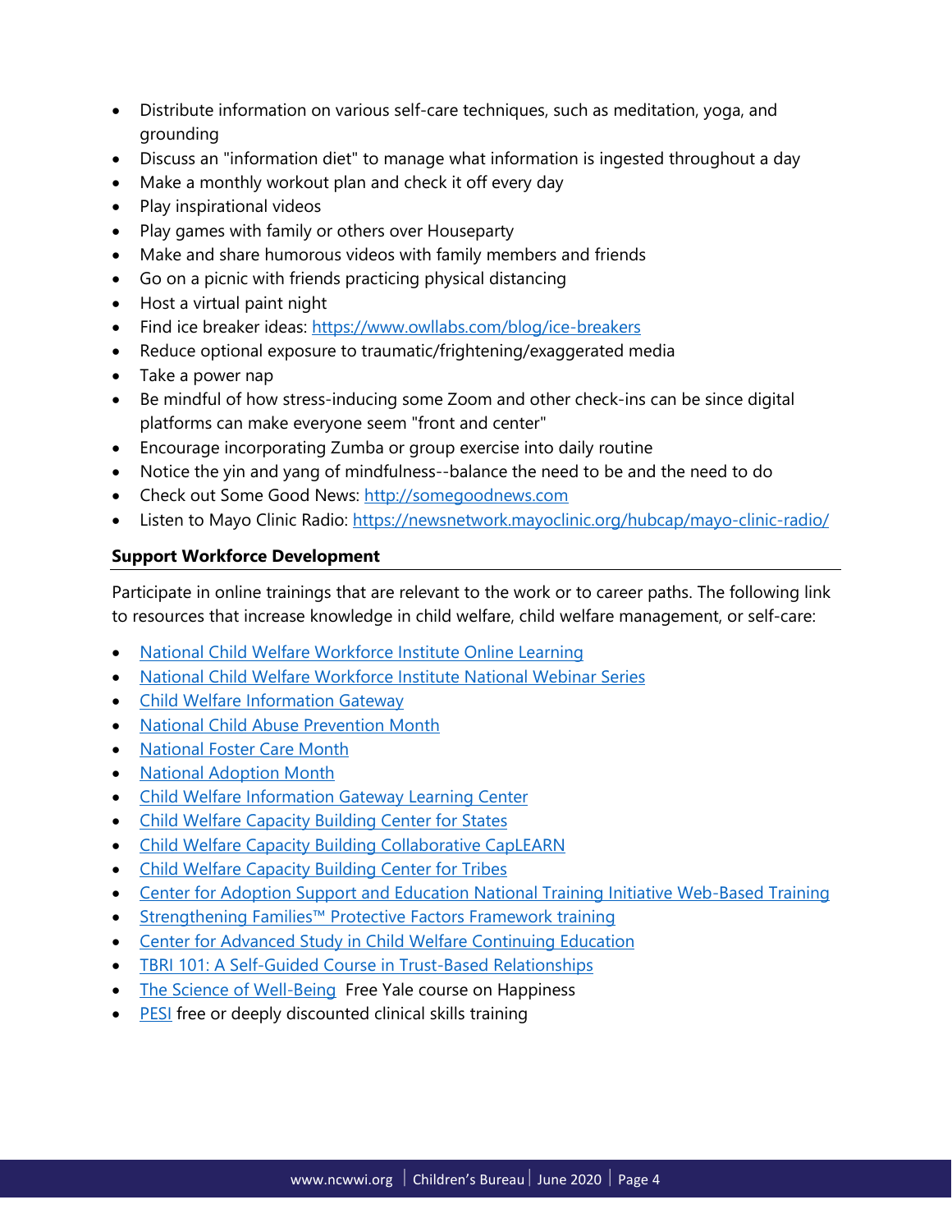- Distribute information on various self-care techniques, such as meditation, yoga, and grounding
- Discuss an "information diet" to manage what information is ingested throughout a day
- Make a monthly workout plan and check it off every day
- Play inspirational videos
- Play games with family or others over Houseparty
- Make and share humorous videos with family members and friends
- Go on a picnic with friends practicing physical distancing
- Host a virtual paint night
- Find ice breaker ideas: https://www.owllabs.com/blog/ice-breakers
- Reduce optional exposure to traumatic/frightening/exaggerated media
- Take a power nap
- Be mindful of how stress-inducing some Zoom and other check-ins can be since digital platforms can make everyone seem "front and center"
- Encourage incorporating Zumba or group exercise into daily routine
- Notice the yin and yang of mindfulness--balance the need to be and the need to do
- Check out Some Good News: http://somegoodnews.com
- Listen to Mayo Clinic Radio: https://newsnetwork.mayoclinic.org/hubcap/mayo-clinic-radio/

**Support Workforce Development**

Participate in online trainings that are relevant to the work or to career paths. The following link to resources that increase knowledge in child welfare, child welfare management, or self-care:

- National Child Welfare Workforce Institute Online Learning
- National Child Welfare Workforce Institute National Webinar Series
- Child Welfare Information Gateway
- National Child Abuse Prevention Month
- National Foster Care Month
- National Adoption Month
- Child Welfare Information Gateway Learning Center
- Child Welfare Capacity Building Center for States
- Child Welfare Capacity Building Collaborative CapLEARN
- Child Welfare Capacity Building Center for Tribes
- Center for Adoption Support and Education National Training Initiative Web-Based Training
- Strengthening Families™ Protective Factors Framework training
- Center for Advanced Study in Child Welfare Continuing Education
- TBRI 101: A Self-Guided Course in Trust-Based Relationships
- The Science of Well-Being Free Yale course on Happiness
- PESI free or deeply discounted clinical skills training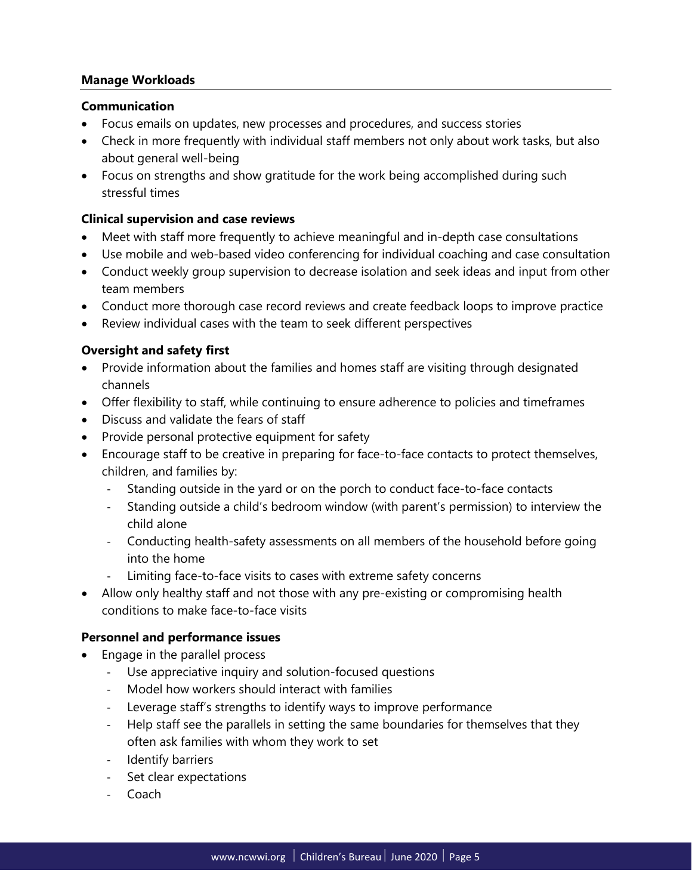### Manage Workloads

**Communication**

- Focus emails on updates, new processes and procedures, and success stories
- Check in more frequently with individual staff members not only about work tasks, but also about general well-being
- Focus on strengths and show gratitude for the work being accomplished during such stressful times

**Clinical supervision and case reviews**

- Meet with staff more frequently to achieve meaningful and in-depth case consultations
- Use mobile and web-based video conferencing for individual coaching and case consultation
- Conduct weekly group supervision to decrease isolation and seek ideas and input from other team members
- Conduct more thorough case record reviews and create feedback loops to improve practice
- Review individual cases with the team to seek different perspectives

**Oversight and safety first**

- Provide information about the families and homes staff are visiting through designated channels
- Offer flexibility to staff, while continuing to ensure adherence to policies and timeframes
- Discuss and validate the fears of staff
- Provide personal protective equipment for safety
- Encourage staff to be creative in preparing for face-to-face contacts to protect themselves, children, and families by:
    - Standing outside in the yard or on the porch to conduct face-to-face contacts
    - Standing outside a child's bedroom window (with parent's permission) to interview the child alone
    - Conducting health-safety assessments on all members of the household before going into the home
    - Limiting face-to-face visits to cases with extreme safety concerns
- Allow only healthy staff and not those with any pre-existing or compromising health conditions to make face-to-face visits

**Personnel and performance issues**

- Engage in the parallel process
    - Use appreciative inquiry and solution-focused questions
    - Model how workers should interact with families
    - Leverage staff's strengths to identify ways to improve performance
    - Help staff see the parallels in setting the same boundaries for themselves that they often ask families with whom they work to set
    - Identify barriers
    - Set clear expectations
    - Coach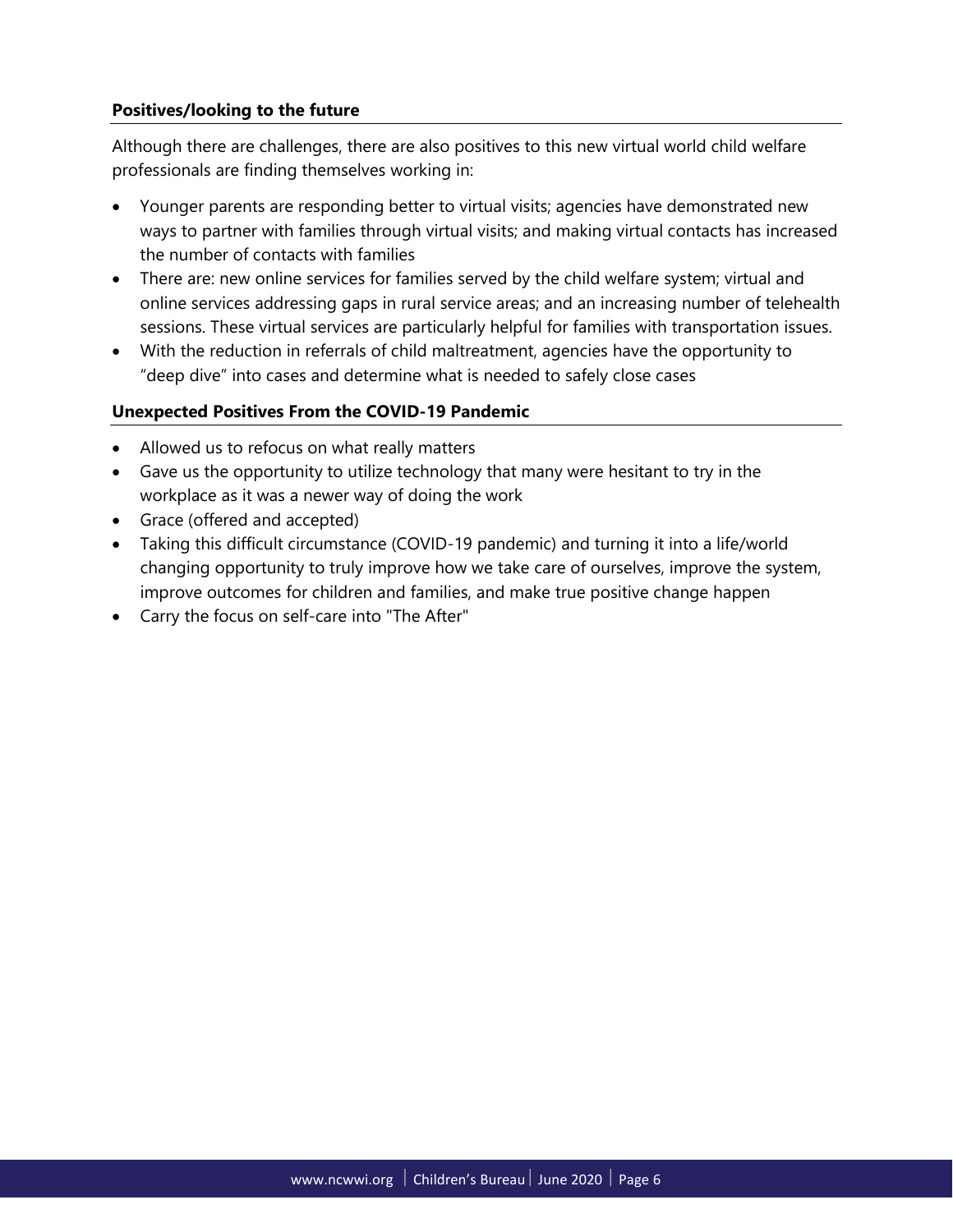**Positives/looking to the future**

Although there are challenges, there are also positives to this new virtual world child welfare professionals are finding themselves working in:

- Younger parents are responding better to virtual visits; agencies have demonstrated new ways to partner with families through virtual visits; and making virtual contacts has increased the number of contacts with families
- There are: new online services for families served by the child welfare system; virtual and online services addressing gaps in rural service areas; and an increasing number of telehealth sessions. These virtual services are particularly helpful for families with transportation issues.
- With the reduction in referrals of child maltreatment, agencies have the opportunity to "deep dive" into cases and determine what is needed to safely close cases

**Unexpected Positives From the COVID-19 Pandemic**

- Allowed us to refocus on what really matters
- Gave us the opportunity to utilize technology that many were hesitant to try in the workplace as it was a newer way of doing the work
- Grace (offered and accepted)
- Taking this difficult circumstance (COVID-19 pandemic) and turning it into a life/world changing opportunity to truly improve how we take care of ourselves, improve the system, improve outcomes for children and families, and make true positive change happen
- Carry the focus on self-care into "The After"